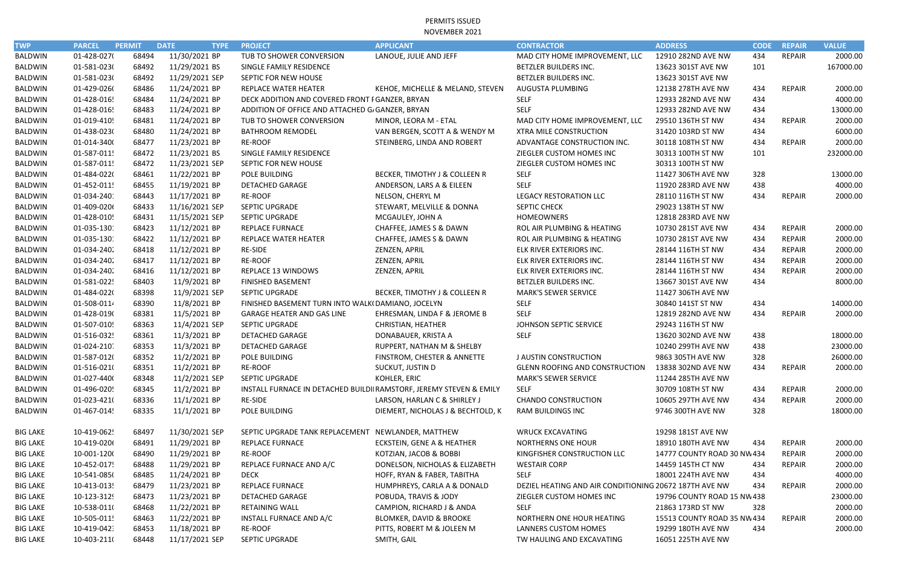# PERMITS ISSUED

## NOVEMBER 2021

| TWP | PARCEL | PERMIT | DATE | TYPE | PROJECT | APPLICANT | CONTRACTOR | ADDRESS | CODE | REPAIR | VALUE |
|---|---|---|---|---|---|---|---|---|---|---|---|
| BALDWIN | 01-428-027( | 68494 | 11/30/2021 | BP | TUB TO SHOWER CONVERSION | LANOUE, JULIE AND JEFF | MAD CITY HOME IMPROVEMENT, LLC | 12910 282ND AVE NW | 434 | REPAIR | 2000.00 |
| BALDWIN | 01-581-023( | 68492 | 11/29/2021 | BS | SINGLE FAMILY RESIDENCE | | BETZLER BUILDERS INC. | 13623 301ST AVE NW | 101 | | 167000.00 |
| BALDWIN | 01-581-023( | 68492 | 11/29/2021 | SEP | SEPTIC FOR NEW HOUSE | | BETZLER BUILDERS INC. | 13623 301ST AVE NW | | | |
| BALDWIN | 01-429-026( | 68486 | 11/24/2021 | BP | REPLACE WATER HEATER | KEHOE, MICHELLE & MELAND, STEVEN | AUGUSTA PLUMBING | 12138 278TH AVE NW | 434 | REPAIR | 2000.00 |
| BALDWIN | 01-428-016! | 68484 | 11/24/2021 | BP | DECK ADDITION AND COVERED FRONT F | GANZER, BRYAN | SELF | 12933 282ND AVE NW | 434 | | 4000.00 |
| BALDWIN | 01-428-016! | 68483 | 11/24/2021 | BP | ADDITION OF OFFICE AND ATTACHED G | GANZER, BRYAN | SELF | 12933 282ND AVE NW | 434 | | 13000.00 |
| BALDWIN | 01-019-410! | 68481 | 11/24/2021 | BP | TUB TO SHOWER CONVERSION | MINOR, LEORA M - ETAL | MAD CITY HOME IMPROVEMENT, LLC | 29510 136TH ST NW | 434 | REPAIR | 2000.00 |
| BALDWIN | 01-438-023( | 68480 | 11/24/2021 | BP | BATHROOM REMODEL | VAN BERGEN, SCOTT A & WENDY M | XTRA MILE CONSTRUCTION | 31420 103RD ST NW | 434 | | 6000.00 |
| BALDWIN | 01-014-340( | 68477 | 11/23/2021 | BP | RE-ROOF | STEINBERG, LINDA AND ROBERT | ADVANTAGE CONSTRUCTION INC. | 30118 108TH ST NW | 434 | REPAIR | 2000.00 |
| BALDWIN | 01-587-011! | 68472 | 11/23/2021 | BS | SINGLE FAMILY RESIDENCE | | ZIEGLER CUSTOM HOMES INC | 30313 100TH ST NW | 101 | | 232000.00 |
| BALDWIN | 01-587-011! | 68472 | 11/23/2021 | SEP | SEPTIC FOR NEW HOUSE | | ZIEGLER CUSTOM HOMES INC | 30313 100TH ST NW | | | |
| BALDWIN | 01-484-022( | 68461 | 11/22/2021 | BP | POLE BUILDING | BECKER, TIMOTHY J & COLLEEN R | SELF | 11427 306TH AVE NW | 328 | | 13000.00 |
| BALDWIN | 01-452-011! | 68455 | 11/19/2021 | BP | DETACHED GARAGE | ANDERSON, LARS A & EILEEN | SELF | 11920 283RD AVE NW | 438 | | 4000.00 |
| BALDWIN | 01-034-240: | 68443 | 11/17/2021 | BP | RE-ROOF | NELSON, CHERYL M | LEGACY RESTORATION LLC | 28110 116TH ST NW | 434 | REPAIR | 2000.00 |
| BALDWIN | 01-409-020( | 68433 | 11/16/2021 | SEP | SEPTIC UPGRADE | STEWART, MELVILLE & DONNA | SEPTIC CHECK | 29023 138TH ST NW | | | |
| BALDWIN | 01-428-010! | 68431 | 11/15/2021 | SEP | SEPTIC UPGRADE | MCGAULEY, JOHN A | HOMEOWNERS | 12818 283RD AVE NW | | | |
| BALDWIN | 01-035-130: | 68423 | 11/12/2021 | BP | REPLACE FURNACE | CHAFFEE, JAMES S & DAWN | ROL AIR PLUMBING & HEATING | 10730 281ST AVE NW | 434 | REPAIR | 2000.00 |
| BALDWIN | 01-035-130: | 68422 | 11/12/2021 | BP | REPLACE WATER HEATER | CHAFFEE, JAMES S & DAWN | ROL AIR PLUMBING & HEATING | 10730 281ST AVE NW | 434 | REPAIR | 2000.00 |
| BALDWIN | 01-034-240: | 68418 | 11/12/2021 | BP | RE-SIDE | ZENZEN, APRIL | ELK RIVER EXTERIORS INC. | 28144 116TH ST NW | 434 | REPAIR | 2000.00 |
| BALDWIN | 01-034-240: | 68417 | 11/12/2021 | BP | RE-ROOF | ZENZEN, APRIL | ELK RIVER EXTERIORS INC. | 28144 116TH ST NW | 434 | REPAIR | 2000.00 |
| BALDWIN | 01-034-240: | 68416 | 11/12/2021 | BP | REPLACE 13 WINDOWS | ZENZEN, APRIL | ELK RIVER EXTERIORS INC. | 28144 116TH ST NW | 434 | REPAIR | 2000.00 |
| BALDWIN | 01-581-022! | 68403 | 11/9/2021 | BP | FINISHED BASEMENT | | BETZLER BUILDERS INC. | 13667 301ST AVE NW | 434 | | 8000.00 |
| BALDWIN | 01-484-022( | 68398 | 11/9/2021 | SEP | SEPTIC UPGRADE | BECKER, TIMOTHY J & COLLEEN R | MARK'S SEWER SERVICE | 11427 306TH AVE NW | | | |
| BALDWIN | 01-508-011- | 68390 | 11/8/2021 | BP | FINISHED BASEMENT TURN INTO WALK( | DAMIANO, JOCELYN | SELF | 30840 141ST ST NW | 434 | | 14000.00 |
| BALDWIN | 01-428-019( | 68381 | 11/5/2021 | BP | GARAGE HEATER AND GAS LINE | EHRESMAN, LINDA F & JEROME B | SELF | 12819 282ND AVE NW | 434 | REPAIR | 2000.00 |
| BALDWIN | 01-507-010! | 68363 | 11/4/2021 | SEP | SEPTIC UPGRADE | CHRISTIAN, HEATHER | JOHNSON SEPTIC SERVICE | 29243 116TH ST NW | | | |
| BALDWIN | 01-516-032! | 68361 | 11/3/2021 | BP | DETACHED GARAGE | DONABAUER, KRISTA A | SELF | 13620 302ND AVE NW | 438 | | 18000.00 |
| BALDWIN | 01-024-210: | 68353 | 11/3/2021 | BP | DETACHED GARAGE | RUPPERT, NATHAN M & SHELBY | J AUSTIN CONSTRUCTION | 10240 299TH AVE NW | 438 | | 23000.00 |
| BALDWIN | 01-587-012( | 68352 | 11/2/2021 | BP | POLE BUILDING | FINSTROM, CHESTER & ANNETTE | | 9863 305TH AVE NW | 328 | | 26000.00 |
| BALDWIN | 01-516-021( | 68351 | 11/2/2021 | BP | RE-ROOF | SUCKUT, JUSTIN D | GLENN ROOFING AND CONSTRUCTION | 13838 302ND AVE NW | 434 | REPAIR | 2000.00 |
| BALDWIN | 01-027-440( | 68348 | 11/2/2021 | SEP | SEPTIC UPGRADE | KOHLER, ERIC | MARK'S SEWER SERVICE | 11244 285TH AVE NW | | | |
| BALDWIN | 01-496-020! | 68345 | 11/2/2021 | BP | INSTALL FURNACE IN DETACHED BUILDI | RAMSTORF, JEREMY STEVEN & EMILY | SELF | 30709 108TH ST NW | 434 | REPAIR | 2000.00 |
| BALDWIN | 01-023-421( | 68336 | 11/1/2021 | BP | RE-SIDE | LARSON, HARLAN C & SHIRLEY J | CHANDO CONSTRUCTION | 10605 297TH AVE NW | 434 | REPAIR | 2000.00 |
| BALDWIN | 01-467-014! | 68335 | 11/1/2021 | BP | POLE BUILDING | DIEMERT, NICHOLAS J & BECHTOLD, K | RAM BUILDINGS INC | 9746 300TH AVE NW | 328 | | 18000.00 |
| BIG LAKE | 10-419-062! | 68497 | 11/30/2021 | SEP | SEPTIC UPGRADE TANK REPLACEMENT | NEWLANDER, MATTHEW | WRUCK EXCAVATING | 19298 181ST AVE NW | | | |
| BIG LAKE | 10-419-020( | 68491 | 11/29/2021 | BP | REPLACE FURNACE | ECKSTEIN, GENE A & HEATHER | NORTHERNS ONE HOUR | 18910 180TH AVE NW | 434 | REPAIR | 2000.00 |
| BIG LAKE | 10-001-120( | 68490 | 11/29/2021 | BP | RE-ROOF | KOTZIAN, JACOB & BOBBI | KINGFISHER CONSTRUCTION LLC | 14777 COUNTY ROAD 30 NW | 434 | REPAIR | 2000.00 |
| BIG LAKE | 10-452-017! | 68488 | 11/29/2021 | BP | REPLACE FURNACE AND A/C | DONELSON, NICHOLAS & ELIZABETH | WESTAIR CORP | 14459 145TH CT NW | 434 | REPAIR | 2000.00 |
| BIG LAKE | 10-541-085( | 68485 | 11/24/2021 | BP | DECK | HOFF, RYAN & FABER, TABITHA | SELF | 18001 224TH AVE NW | 434 | | 4000.00 |
| BIG LAKE | 10-413-013! | 68479 | 11/23/2021 | BP | REPLACE FURNACE | HUMPHREYS, CARLA A & DONALD | DEZIEL HEATING AND AIR CONDITIONING | 20672 187TH AVE NW | 434 | REPAIR | 2000.00 |
| BIG LAKE | 10-123-312! | 68473 | 11/23/2021 | BP | DETACHED GARAGE | POBUDA, TRAVIS & JODY | ZIEGLER CUSTOM HOMES INC | 19796 COUNTY ROAD 15 NW | 438 | | 23000.00 |
| BIG LAKE | 10-538-011( | 68468 | 11/22/2021 | BP | RETAINING WALL | CAMPION, RICHARD J & ANDA | SELF | 21863 173RD ST NW | 328 | | 2000.00 |
| BIG LAKE | 10-505-011! | 68463 | 11/22/2021 | BP | INSTALL FURNACE AND A/C | BLOMKER, DAVID & BROOKE | NORTHERN ONE HOUR HEATING | 15513 COUNTY ROAD 35 NW | 434 | REPAIR | 2000.00 |
| BIG LAKE | 10-419-042: | 68453 | 11/18/2021 | BP | RE-ROOF | PITTS, ROBERT M & JOLEEN M | LANNERS CUSTOM HOMES | 19299 180TH AVE NW | 434 | | 2000.00 |
| BIG LAKE | 10-403-211( | 68448 | 11/17/2021 | SEP | SEPTIC UPGRADE | SMITH, GAIL | TW HAULING AND EXCAVATING | 16051 225TH AVE NW | | | |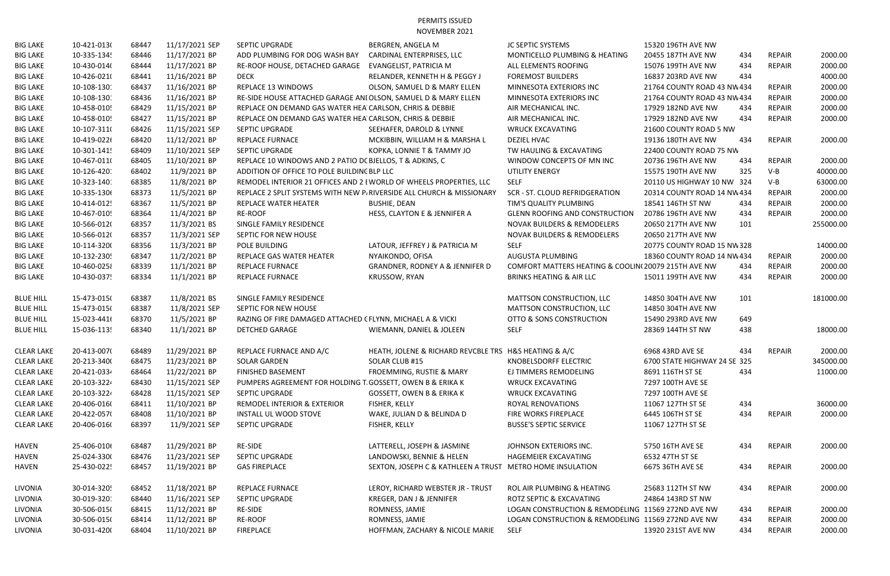# PERMITS ISSUED

## NOVEMBER 2021

| | | | | | | | | | | | |
|---|---|---|---|---|---|---|---|---|---|---|---|
| BIG LAKE | 10-421-013( | 68447 | 11/17/2021 SEP | SEPTIC UPGRADE | BERGREN, ANGELA M | JC SEPTIC SYSTEMS | 15320 196TH AVE NW | | | |
| BIG LAKE | 10-335-134! | 68446 | 11/17/2021 BP | ADD PLUMBING FOR DOG WASH BAY | CARDINAL ENTERPRISES, LLC | MONTICELLO PLUMBING & HEATING | 20455 187TH AVE NW | 434 | REPAIR | 2000.00 |
| BIG LAKE | 10-430-014( | 68444 | 11/17/2021 BP | RE-ROOF HOUSE, DETACHED GARAGE | EVANGELIST, PATRICIA M | ALL ELEMENTS ROOFING | 15076 199TH AVE NW | 434 | REPAIR | 2000.00 |
| BIG LAKE | 10-426-021( | 68441 | 11/16/2021 BP | DECK | RELANDER, KENNETH H & PEGGY J | FOREMOST BUILDERS | 16837 203RD AVE NW | 434 | | 4000.00 |
| BIG LAKE | 10-108-130: | 68437 | 11/16/2021 BP | REPLACE 13 WINDOWS | OLSON, SAMUEL D & MARY ELLEN | MINNESOTA EXTERIORS INC | 21764 COUNTY ROAD 43 NW | 434 | REPAIR | 2000.00 |
| BIG LAKE | 10-108-130: | 68436 | 11/16/2021 BP | RE-SIDE HOUSE ATTACHED GARAGE AN | OLSON, SAMUEL D & MARY ELLEN | MINNESOTA EXTERIORS INC | 21764 COUNTY ROAD 43 NW | 434 | REPAIR | 2000.00 |
| BIG LAKE | 10-458-010! | 68429 | 11/15/2021 BP | REPLACE ON DEMAND GAS WATER HEA | CARLSON, CHRIS & DEBBIE | AIR MECHANICAL INC. | 17929 182ND AVE NW | 434 | REPAIR | 2000.00 |
| BIG LAKE | 10-458-010! | 68427 | 11/15/2021 BP | REPLACE ON DEMAND GAS WATER HEA | CARLSON, CHRIS & DEBBIE | AIR MECHANICAL INC. | 17929 182ND AVE NW | 434 | REPAIR | 2000.00 |
| BIG LAKE | 10-107-311( | 68426 | 11/15/2021 SEP | SEPTIC UPGRADE | SEEHAFER, DAROLD & LYNNE | WRUCK EXCAVATING | 21600 COUNTY ROAD 5 NW | | | |
| BIG LAKE | 10-419-022( | 68420 | 11/12/2021 BP | REPLACE FURNACE | MCKIBBIN, WILLIAM H & MARSHA L | DEZIEL HVAC | 19136 180TH AVE NW | 434 | REPAIR | 2000.00 |
| BIG LAKE | 10-301-141! | 68409 | 11/10/2021 SEP | SEPTIC UPGRADE | KOPKA, LONNIE T & TAMMY JO | TW HAULING & EXCAVATING | 22400 COUNTY ROAD 75 NW | | | |
| BIG LAKE | 10-467-011( | 68405 | 11/10/2021 BP | REPLACE 10 WINDOWS AND 2 PATIO DC | BJELLOS, T & ADKINS, C | WINDOW CONCEPTS OF MN INC | 20736 196TH AVE NW | 434 | REPAIR | 2000.00 |
| BIG LAKE | 10-126-420: | 68402 | 11/9/2021 BP | ADDITION OF OFFICE TO POLE BUILDING | BLP LLC | UTILITY ENERGY | 15575 190TH AVE NW | 325 | V-B | 40000.00 |
| BIG LAKE | 10-323-140: | 68385 | 11/8/2021 BP | REMODEL INTERIOR 21 OFFICES AND 2 | WORLD OF WHEELS PROPERTIES, LLC | SELF | 20110 US HIGHWAY 10 NW | 324 | V-B | 63000.00 |
| BIG LAKE | 10-335-130( | 68373 | 11/5/2021 BP | REPLACE 2 SPLIT SYSTEMS WITH NEW P | RIVERSIDE ALL CHURCH & MISSIONARY | SCR - ST. CLOUD REFRIDGERATION | 20314 COUNTY ROAD 14 NW | 434 | REPAIR | 2000.00 |
| BIG LAKE | 10-414-012! | 68367 | 11/5/2021 BP | REPLACE WATER HEATER | BUSHIE, DEAN | TIM'S QUALITY PLUMBING | 18541 146TH ST NW | 434 | REPAIR | 2000.00 |
| BIG LAKE | 10-467-010! | 68364 | 11/4/2021 BP | RE-ROOF | HESS, CLAYTON E & JENNIFER A | GLENN ROOFING AND CONSTRUCTION | 20786 196TH AVE NW | 434 | REPAIR | 2000.00 |
| BIG LAKE | 10-566-012( | 68357 | 11/3/2021 BS | SINGLE FAMILY RESIDENCE | | NOVAK BUILDERS & REMODELERS | 20650 217TH AVE NW | 101 | | 255000.00 |
| BIG LAKE | 10-566-012( | 68357 | 11/3/2021 SEP | SEPTIC FOR NEW HOUSE | | NOVAK BUILDERS & REMODELERS | 20650 217TH AVE NW | | | |
| BIG LAKE | 10-114-320( | 68356 | 11/3/2021 BP | POLE BUILDING | LATOUR, JEFFREY J & PATRICIA M | SELF | 20775 COUNTY ROAD 15 NW | 328 | | 14000.00 |
| BIG LAKE | 10-132-230! | 68347 | 11/2/2021 BP | REPLACE GAS WATER HEATER | NYAIKONDO, OFISA | AUGUSTA PLUMBING | 18360 COUNTY ROAD 14 NW | 434 | REPAIR | 2000.00 |
| BIG LAKE | 10-460-025( | 68339 | 11/1/2021 BP | REPLACE FURNACE | GRANDNER, RODNEY A & JENNIFER D | COMFORT MATTERS HEATING & COOLIN | 20079 215TH AVE NW | 434 | REPAIR | 2000.00 |
| BIG LAKE | 10-430-037! | 68334 | 11/1/2021 BP | REPLACE FURNACE | KRUSSOW, RYAN | BRINKS HEATING & AIR LLC | 15011 199TH AVE NW | 434 | REPAIR | 2000.00 |
| | | | | | | | | | | |
| BLUE HILL | 15-473-015( | 68387 | 11/8/2021 BS | SINGLE FAMILY RESIDENCE | | MATTSON CONSTRUCTION, LLC | 14850 304TH AVE NW | 101 | | 181000.00 |
| BLUE HILL | 15-473-015( | 68387 | 11/8/2021 SEP | SEPTIC FOR NEW HOUSE | | MATTSON CONSTRUCTION, LLC | 14850 304TH AVE NW | | | |
| BLUE HILL | 15-023-441( | 68370 | 11/5/2021 BP | RAZING OF FIRE DAMAGED ATTACHED ( | FLYNN, MICHAEL A & VICKI | OTTO & SONS CONSTRUCTION | 15490 293RD AVE NW | 649 | | |
| BLUE HILL | 15-036-113! | 68340 | 11/1/2021 BP | DETCHED GARAGE | WIEMANN, DANIEL & JOLEEN | SELF | 28369 144TH ST NW | 438 | | 18000.00 |
| | | | | | | | | | | |
| CLEAR LAKE | 20-413-007( | 68489 | 11/29/2021 BP | REPLACE FURNACE AND A/C | HEATH, JOLENE & RICHARD REVCBLE TRS | H&S HEATING & A/C | 6968 43RD AVE SE | 434 | REPAIR | 2000.00 |
| CLEAR LAKE | 20-213-340( | 68475 | 11/23/2021 BP | SOLAR GARDEN | SOLAR CLUB #15 | KNOBELSDORFF ELECTRIC | 6700 STATE HIGHWAY 24 SE | 325 | | 345000.00 |
| CLEAR LAKE | 20-421-033( | 68464 | 11/22/2021 BP | FINISHED BASEMENT | FROEMMING, RUSTIE & MARY | EJ TIMMERS REMODELING | 8691 116TH ST SE | 434 | | 11000.00 |
| CLEAR LAKE | 20-103-322( | 68430 | 11/15/2021 SEP | PUMPERS AGREEMENT FOR HOLDING T | GOSSETT, OWEN B & ERIKA K | WRUCK EXCAVATING | 7297 100TH AVE SE | | | |
| CLEAR LAKE | 20-103-322( | 68428 | 11/15/2021 SEP | SEPTIC UPGRADE | GOSSETT, OWEN B & ERIKA K | WRUCK EXCAVATING | 7297 100TH AVE SE | | | |
| CLEAR LAKE | 20-406-016( | 68411 | 11/10/2021 BP | REMODEL INTERIOR & EXTERIOR | FISHER, KELLY | ROYAL RENOVATIONS | 11067 127TH ST SE | 434 | | 36000.00 |
| CLEAR LAKE | 20-422-057( | 68408 | 11/10/2021 BP | INSTALL UL WOOD STOVE | WAKE, JULIAN D & BELINDA D | FIRE WORKS FIREPLACE | 6445 106TH ST SE | 434 | REPAIR | 2000.00 |
| CLEAR LAKE | 20-406-016( | 68397 | 11/9/2021 SEP | SEPTIC UPGRADE | FISHER, KELLY | BUSSE'S SEPTIC SERVICE | 11067 127TH ST SE | | | |
| | | | | | | | | | | |
| HAVEN | 25-406-010( | 68487 | 11/29/2021 BP | RE-SIDE | LATTERELL, JOSEPH & JASMINE | JOHNSON EXTERIORS INC. | 5750 16TH AVE SE | 434 | REPAIR | 2000.00 |
| HAVEN | 25-024-330( | 68476 | 11/23/2021 SEP | SEPTIC UPGRADE | LANDOWSKI, BENNIE & HELEN | HAGEMEIER EXCAVATING | 6532 47TH ST SE | | | |
| HAVEN | 25-430-022! | 68457 | 11/19/2021 BP | GAS FIREPLACE | SEXTON, JOSEPH C & KATHLEEN A TRUST | METRO HOME INSULATION | 6675 36TH AVE SE | 434 | REPAIR | 2000.00 |
| | | | | | | | | | | |
| LIVONIA | 30-014-320! | 68452 | 11/18/2021 BP | REPLACE FURNACE | LEROY, RICHARD WEBSTER JR - TRUST | ROL AIR PLUMBING & HEATING | 25683 112TH ST NW | 434 | REPAIR | 2000.00 |
| LIVONIA | 30-019-320: | 68440 | 11/16/2021 SEP | SEPTIC UPGRADE | KREGER, DAN J & JENNIFER | ROTZ SEPTIC & EXCAVATING | 24864 143RD ST NW | | | |
| LIVONIA | 30-506-015( | 68415 | 11/12/2021 BP | RE-SIDE | ROMNESS, JAMIE | LOGAN CONSTRUCTION & REMODELING | 11569 272ND AVE NW | 434 | REPAIR | 2000.00 |
| LIVONIA | 30-506-015( | 68414 | 11/12/2021 BP | RE-ROOF | ROMNESS, JAMIE | LOGAN CONSTRUCTION & REMODELING | 11569 272ND AVE NW | 434 | REPAIR | 2000.00 |
| LIVONIA | 30-031-420( | 68404 | 11/10/2021 BP | FIREPLACE | HOFFMAN, ZACHARY & NICOLE MARIE | SELF | 13920 231ST AVE NW | 434 | REPAIR | 2000.00 |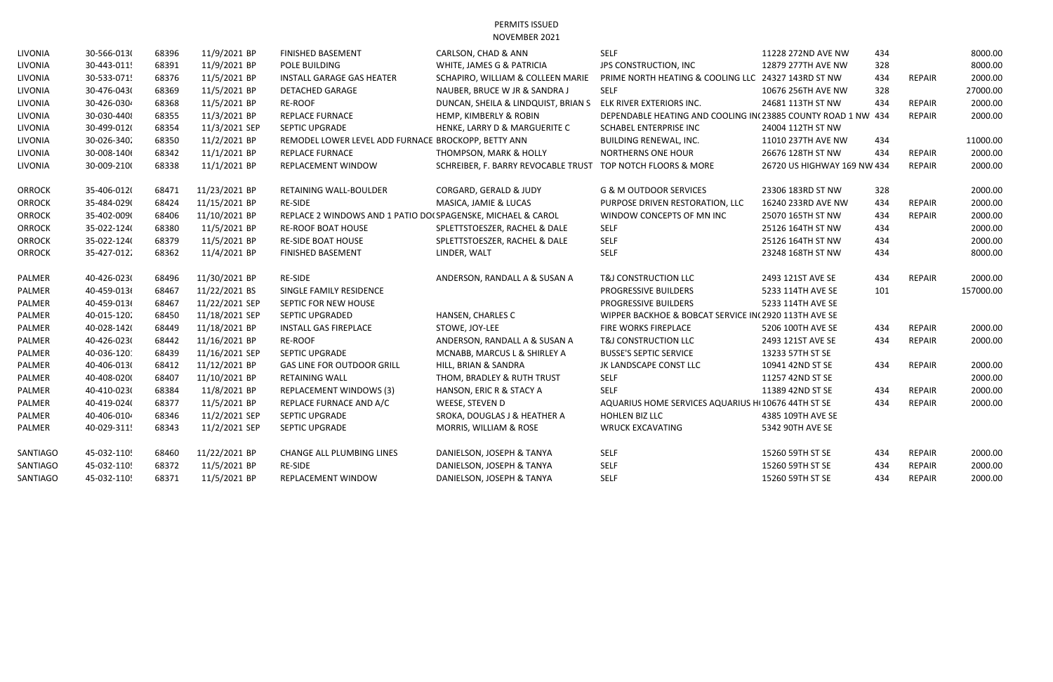PERMITS ISSUED
NOVEMBER 2021

| | | | | | | | | | | | |
|---|---|---|---|---|---|---|---|---|---|---|---|
| LIVONIA | 30-566-013( | 68396 | 11/9/2021 | BP | FINISHED BASEMENT | CARLSON, CHAD & ANN | SELF | 11228 272ND AVE NW | 434 | | 8000.00 |
| LIVONIA | 30-443-011! | 68391 | 11/9/2021 | BP | POLE BUILDING | WHITE, JAMES G & PATRICIA | JPS CONSTRUCTION, INC | 12879 277TH AVE NW | 328 | | 8000.00 |
| LIVONIA | 30-533-071! | 68376 | 11/5/2021 | BP | INSTALL GARAGE GAS HEATER | SCHAPIRO, WILLIAM & COLLEEN MARIE | PRIME NORTH HEATING & COOLING LLC | 24327 143RD ST NW | 434 | REPAIR | 2000.00 |
| LIVONIA | 30-476-043( | 68369 | 11/5/2021 | BP | DETACHED GARAGE | NAUBER, BRUCE W JR & SANDRA J | SELF | 10676 256TH AVE NW | 328 | | 27000.00 |
| LIVONIA | 30-426-030 | 68368 | 11/5/2021 | BP | RE-ROOF | DUNCAN, SHEILA & LINDQUIST, BRIAN S | ELK RIVER EXTERIORS INC. | 24681 113TH ST NW | 434 | REPAIR | 2000.00 |
| LIVONIA | 30-030-440 | 68355 | 11/3/2021 | BP | REPLACE FURNACE | HEMP, KIMBERLY & ROBIN | DEPENDABLE HEATING AND COOLING IN( | 23885 COUNTY ROAD 1 NW | 434 | REPAIR | 2000.00 |
| LIVONIA | 30-499-012( | 68354 | 11/3/2021 | SEP | SEPTIC UPGRADE | HENKE, LARRY D & MARGUERITE C | SCHABEL ENTERPRISE INC | 24004 112TH ST NW | | | |
| LIVONIA | 30-026-340 | 68350 | 11/2/2021 | BP | REMODEL LOWER LEVEL ADD FURNACE | BROCKOPP, BETTY ANN | BUILDING RENEWAL, INC. | 11010 237TH AVE NW | 434 | | 11000.00 |
| LIVONIA | 30-008-140 | 68342 | 11/1/2021 | BP | REPLACE FURNACE | THOMPSON, MARK & HOLLY | NORTHERNS ONE HOUR | 26676 128TH ST NW | 434 | REPAIR | 2000.00 |
| LIVONIA | 30-009-210( | 68338 | 11/1/2021 | BP | REPLACEMENT WINDOW | SCHREIBER, F. BARRY REVOCABLE TRUST | TOP NOTCH FLOORS & MORE | 26720 US HIGHWAY 169 NW | 434 | REPAIR | 2000.00 |
| ORROCK | 35-406-012( | 68471 | 11/23/2021 | BP | RETAINING WALL-BOULDER | CORGARD, GERALD & JUDY | G & M OUTDOOR SERVICES | 23306 183RD ST NW | 328 | | 2000.00 |
| ORROCK | 35-484-029( | 68424 | 11/15/2021 | BP | RE-SIDE | MASICA, JAMIE & LUCAS | PURPOSE DRIVEN RESTORATION, LLC | 16240 233RD AVE NW | 434 | REPAIR | 2000.00 |
| ORROCK | 35-402-009( | 68406 | 11/10/2021 | BP | REPLACE 2 WINDOWS AND 1 PATIO DO( | SPAGENSKE, MICHAEL & CAROL | WINDOW CONCEPTS OF MN INC | 25070 165TH ST NW | 434 | REPAIR | 2000.00 |
| ORROCK | 35-022-124( | 68380 | 11/5/2021 | BP | RE-ROOF BOAT HOUSE | SPLETTSTOESZER, RACHEL & DALE | SELF | 25126 164TH ST NW | 434 | | 2000.00 |
| ORROCK | 35-022-124( | 68379 | 11/5/2021 | BP | RE-SIDE BOAT HOUSE | SPLETTSTOESZER, RACHEL & DALE | SELF | 25126 164TH ST NW | 434 | | 2000.00 |
| ORROCK | 35-427-012 | 68362 | 11/4/2021 | BP | FINISHED BASEMENT | LINDER, WALT | SELF | 23248 168TH ST NW | 434 | | 8000.00 |
| PALMER | 40-426-023( | 68496 | 11/30/2021 | BP | RE-SIDE | ANDERSON, RANDALL A & SUSAN A | T&J CONSTRUCTION LLC | 2493 121ST AVE SE | 434 | REPAIR | 2000.00 |
| PALMER | 40-459-013 | 68467 | 11/22/2021 | BS | SINGLE FAMILY RESIDENCE | | PROGRESSIVE BUILDERS | 5233 114TH AVE SE | 101 | | 157000.00 |
| PALMER | 40-459-013 | 68467 | 11/22/2021 | SEP | SEPTIC FOR NEW HOUSE | | PROGRESSIVE BUILDERS | 5233 114TH AVE SE | | | |
| PALMER | 40-015-120 | 68450 | 11/18/2021 | SEP | SEPTIC UPGRADED | HANSEN, CHARLES C | WIPPER BACKHOE & BOBCAT SERVICE IN( | 2920 113TH AVE SE | | | |
| PALMER | 40-028-142( | 68449 | 11/18/2021 | BP | INSTALL GAS FIREPLACE | STOWE, JOY-LEE | FIRE WORKS FIREPLACE | 5206 100TH AVE SE | 434 | REPAIR | 2000.00 |
| PALMER | 40-426-023( | 68442 | 11/16/2021 | BP | RE-ROOF | ANDERSON, RANDALL A & SUSAN A | T&J CONSTRUCTION LLC | 2493 121ST AVE SE | 434 | REPAIR | 2000.00 |
| PALMER | 40-036-120 | 68439 | 11/16/2021 | SEP | SEPTIC UPGRADE | MCNABB, MARCUS L & SHIRLEY A | BUSSE'S SEPTIC SERVICE | 13233 57TH ST SE | | | |
| PALMER | 40-406-013( | 68412 | 11/12/2021 | BP | GAS LINE FOR OUTDOOR GRILL | HILL, BRIAN & SANDRA | JK LANDSCAPE CONST LLC | 10941 42ND ST SE | 434 | REPAIR | 2000.00 |
| PALMER | 40-408-020( | 68407 | 11/10/2021 | BP | RETAINING WALL | THOM, BRADLEY & RUTH TRUST | SELF | 11257 42ND ST SE | | | 2000.00 |
| PALMER | 40-410-023( | 68384 | 11/8/2021 | BP | REPLACEMENT WINDOWS (3) | HANSON, ERIC R & STACY A | SELF | 11389 42ND ST SE | 434 | REPAIR | 2000.00 |
| PALMER | 40-419-024( | 68377 | 11/5/2021 | BP | REPLACE FURNACE AND A/C | WEESE, STEVEN D | AQUARIUS HOME SERVICES AQUARIUS H( | 10676 44TH ST SE | 434 | REPAIR | 2000.00 |
| PALMER | 40-406-010 | 68346 | 11/2/2021 | SEP | SEPTIC UPGRADE | SROKA, DOUGLAS J & HEATHER A | HOHLEN BIZ LLC | 4385 109TH AVE SE | | | |
| PALMER | 40-029-311! | 68343 | 11/2/2021 | SEP | SEPTIC UPGRADE | MORRIS, WILLIAM & ROSE | WRUCK EXCAVATING | 5342 90TH AVE SE | | | |
| SANTIAGO | 45-032-110! | 68460 | 11/22/2021 | BP | CHANGE ALL PLUMBING LINES | DANIELSON, JOSEPH & TANYA | SELF | 15260 59TH ST SE | 434 | REPAIR | 2000.00 |
| SANTIAGO | 45-032-110! | 68372 | 11/5/2021 | BP | RE-SIDE | DANIELSON, JOSEPH & TANYA | SELF | 15260 59TH ST SE | 434 | REPAIR | 2000.00 |
| SANTIAGO | 45-032-110! | 68371 | 11/5/2021 | BP | REPLACEMENT WINDOW | DANIELSON, JOSEPH & TANYA | SELF | 15260 59TH ST SE | 434 | REPAIR | 2000.00 |